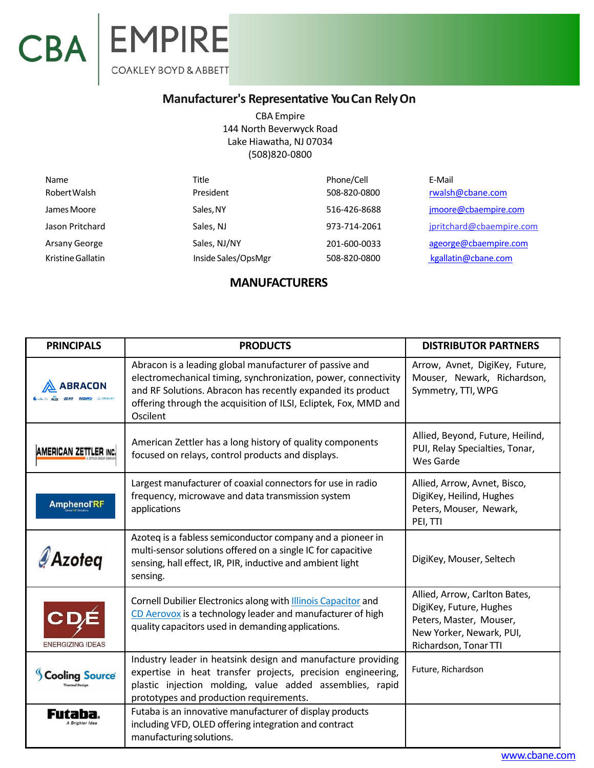CBA | EMPIRE
COAKLEY BOYD & ABBETT

## Manufacturer's Representative You Can Rely On

CBA Empire
144 North Beverwyck Road
Lake Hiawatha, NJ 07034
(508)820-0800

| Name | Title | Phone/Cell | E-Mail |
|---|---|---|---|
| Robert Walsh | President | 508-820-0800 | rwalsh@cbane.com |
| James Moore | Sales, NY | 516-426-8688 | jmoore@cbaempire.com |
| Jason Pritchard | Sales, NJ | 973-714-2061 | jpritchard@cbaempire.com |
| Arsany George | Sales, NJ/NY | 201-600-0033 | ageorge@cbaempire.com |
| Kristine Gallatin | Inside Sales/OpsMgr | 508-820-0800 | kgallatin@cbane.com |

## MANUFACTURERS

| PRINCIPALS | PRODUCTS | DISTRIBUTOR PARTNERS |
|---|---|---|
| ABRACON | Abracon is a leading global manufacturer of passive and electromechanical timing, synchronization, power, connectivity and RF Solutions. Abracon has recently expanded its product offering through the acquisition of ILSI, Ecliptek, Fox, MMD and Oscilent | Arrow, Avnet, DigiKey, Future, Mouser, Newark, Richardson, Symmetry, TTI, WPG |
| AMERICAN ZETTLER INC. | American Zettler has a long history of quality components focused on relays, control products and displays. | Allied, Beyond, Future, Heilind, PUI, Relay Specialties, Tonar, Wes Garde |
| Amphenol RF | Largest manufacturer of coaxial connectors for use in radio frequency, microwave and data transmission system applications | Allied, Arrow, Avnet, Bisco, DigiKey, Heilind, Hughes Peters, Mouser, Newark, PEI, TTI |
| Azoteq | Azoteq is a fabless semiconductor company and a pioneer in multi-sensor solutions offered on a single IC for capacitive sensing, hall effect, IR, PIR, inductive and ambient light sensing. | DigiKey, Mouser, Seltech |
| CDE ENERGIZING IDEAS | Cornell Dubilier Electronics along with Illinois Capacitor and CD Aerovox is a technology leader and manufacturer of high quality capacitors used in demanding applications. | Allied, Arrow, Carlton Bates, DigiKey, Future, Hughes Peters, Master, Mouser, New Yorker, Newark, PUI, Richardson, Tonar TTI |
| Cooling Source Thermal Design | Industry leader in heatsink design and manufacture providing expertise in heat transfer projects, precision engineering, plastic injection molding, value added assemblies, rapid prototypes and production requirements. | Future, Richardson |
| Futaba. A Brighter Idea | Futaba is an innovative manufacturer of display products including VFD, OLED offering integration and contract manufacturing solutions. | |

www.cbane.com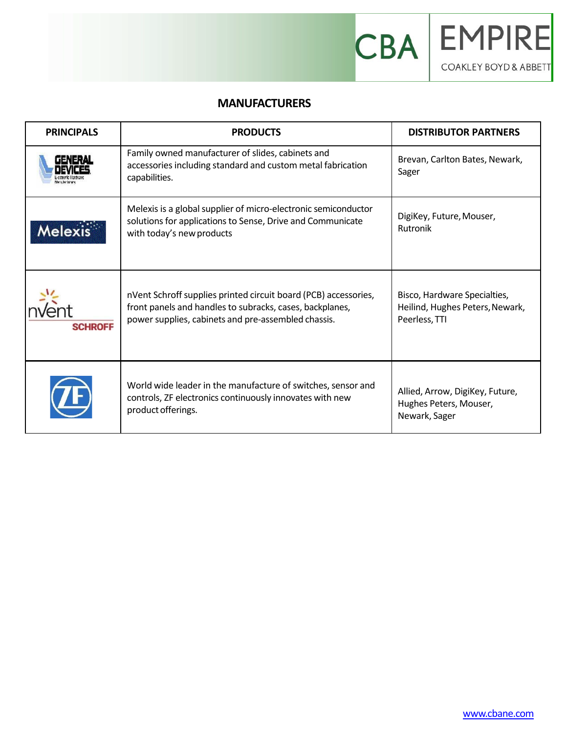## MANUFACTURERS

| PRINCIPALS | PRODUCTS | DISTRIBUTOR PARTNERS |
|---|---|---|
| GENERAL DEVICES | Family owned manufacturer of slides, cabinets and accessories including standard and custom metal fabrication capabilities. | Brevan, Carlton Bates, Newark, Sager |
| Melexis | Melexis is a global supplier of micro-electronic semiconductor solutions for applications to Sense, Drive and Communicate with today's new products | DigiKey, Future, Mouser, Rutronik |
| nVent SCHROFF | nVent Schroff supplies printed circuit board (PCB) accessories, front panels and handles to subracks, cases, backplanes, power supplies, cabinets and pre-assembled chassis. | Bisco, Hardware Specialties, Heilind, Hughes Peters, Newark, Peerless, TTI |
| ZF | World wide leader in the manufacture of switches, sensor and controls, ZF electronics continuously innovates with new product offerings. | Allied, Arrow, DigiKey, Future, Hughes Peters, Mouser, Newark, Sager |

www.cbane.com